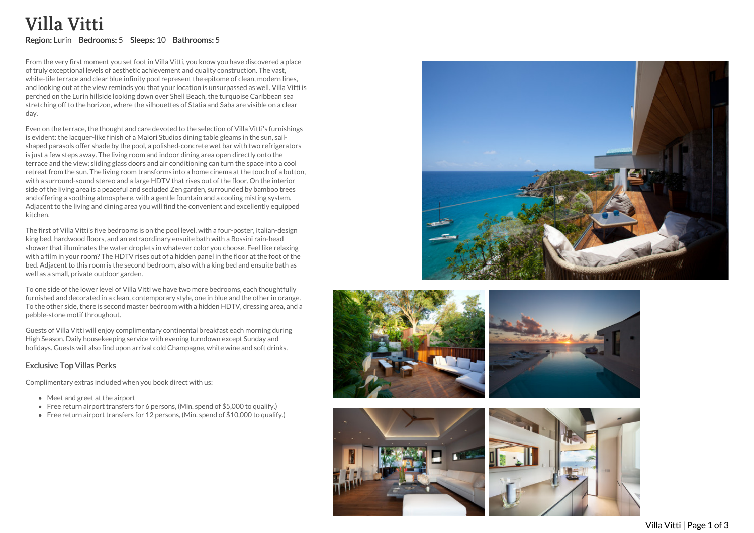# Villa Vitti

**Region:** Lurin **Bedrooms:** 5 **Sleeps:** 10 **Bathrooms:** 5

From the very first moment you set foot in Villa Vitti, you know you have discovered a place of truly exceptional levels of aesthetic achievement and quality construction. The vast, white-tile terrace and clear blue infinity pool represent the epitome of clean, modern lines, and looking out at the view reminds you that your location is unsurpassed as well. Villa Vitti is perched on the Lurin hillside looking down over Shell Beach, the turquoise Caribbean sea stretching off to the horizon, where the silhouettes of Statia and Saba are visible on a clear day.

Even on the terrace, the thought and care devoted to the selection of Villa Vitti's furnishings is evident: the lacquer-like finish of a Maiori Studios dining table gleams in the sun, sail-shaped parasols offer shade by the pool, a polished-concrete wet bar with two refrigerators is just a few steps away. The living room and indoor dining area open directly onto the terrace and the view; sliding glass doors and air conditioning can turn the space into a cool retreat from the sun. The living room transforms into a home cinema at the touch of a button, with a surround-sound stereo and a large HDTV that rises out of the floor. On the interior side of the living area is a peaceful and secluded Zen garden, surrounded by bamboo trees and offering a soothing atmosphere, with a gentle fountain and a cooling misting system. Adjacent to the living and dining area you will find the convenient and excellently equipped kitchen.

The first of Villa Vitti's five bedrooms is on the pool level, with a four-poster, Italian-design king bed, hardwood floors, and an extraordinary ensuite bath with a Bossini rain-head shower that illuminates the water droplets in whatever color you choose. Feel like relaxing with a film in your room? The HDTV rises out of a hidden panel in the floor at the foot of the bed. Adjacent to this room is the second bedroom, also with a king bed and ensuite bath as well as a small, private outdoor garden.

To one side of the lower level of Villa Vitti we have two more bedrooms, each thoughtfully furnished and decorated in a clean, contemporary style, one in blue and the other in orange. To the other side, there is second master bedroom with a hidden HDTV, dressing area, and a pebble-stone motif throughout.

Guests of Villa Vitti will enjoy complimentary continental breakfast each morning during High Season. Daily housekeeping service with evening turndown except Sunday and holidays. Guests will also find upon arrival cold Champagne, white wine and soft drinks.

### Exclusive Top Villas Perks

Complimentary extras included when you book direct with us:

- Meet and greet at the airport
- Free return airport transfers for 6 persons, (Min. spend of $5,000 to qualify.)
- Free return airport transfers for 12 persons, (Min. spend of $10,000 to qualify.)